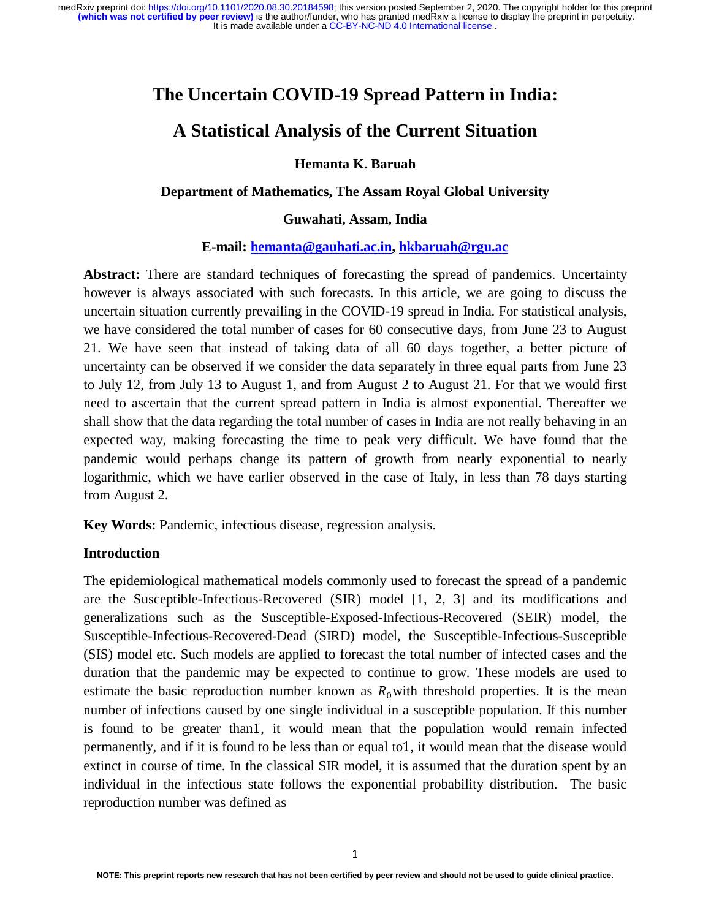# The Uncertain COVID-19 Spread Pattern in India:

# A Statistical Analysis of the Current Situation

**Hemanta K. Baruah**

**Department of Mathematics, The Assam Royal Global University**

**Guwahati, Assam, India**

**E-mail: hemanta@gauhati.ac.in, hkbaruah@rgu.ac**

**Abstract:** There are standard techniques of forecasting the spread of pandemics. Uncertainty however is always associated with such forecasts. In this article, we are going to discuss the uncertain situation currently prevailing in the COVID-19 spread in India. For statistical analysis, we have considered the total number of cases for 60 consecutive days, from June 23 to August 21. We have seen that instead of taking data of all 60 days together, a better picture of uncertainty can be observed if we consider the data separately in three equal parts from June 23 to July 12, from July 13 to August 1, and from August 2 to August 21. For that we would first need to ascertain that the current spread pattern in India is almost exponential. Thereafter we shall show that the data regarding the total number of cases in India are not really behaving in an expected way, making forecasting the time to peak very difficult. We have found that the pandemic would perhaps change its pattern of growth from nearly exponential to nearly logarithmic, which we have earlier observed in the case of Italy, in less than 78 days starting from August 2.

**Key Words:** Pandemic, infectious disease, regression analysis.

## Introduction

The epidemiological mathematical models commonly used to forecast the spread of a pandemic are the Susceptible-Infectious-Recovered (SIR) model [1, 2, 3] and its modifications and generalizations such as the Susceptible-Exposed-Infectious-Recovered (SEIR) model, the Susceptible-Infectious-Recovered-Dead (SIRD) model, the Susceptible-Infectious-Susceptible (SIS) model etc. Such models are applied to forecast the total number of infected cases and the duration that the pandemic may be expected to continue to grow. These models are used to estimate the basic reproduction number known as $R_0$ with threshold properties. It is the mean number of infections caused by one single individual in a susceptible population. If this number is found to be greater than1, it would mean that the population would remain infected permanently, and if it is found to be less than or equal to1, it would mean that the disease would extinct in course of time. In the classical SIR model, it is assumed that the duration spent by an individual in the infectious state follows the exponential probability distribution. The basic reproduction number was defined as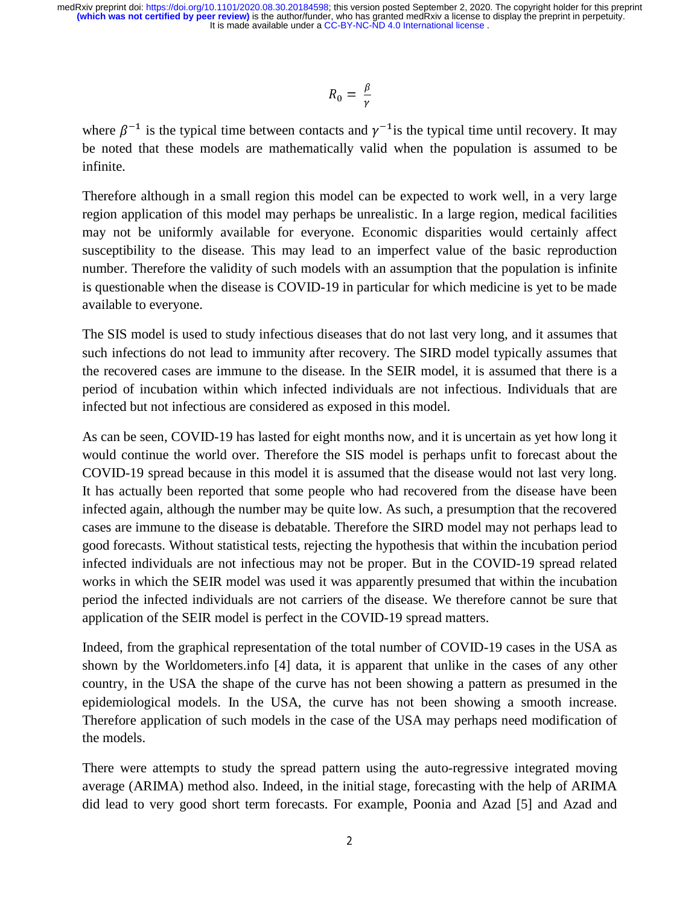$$R_0 = \frac{\beta}{\gamma}$$

where $\beta^{-1}$ is the typical time between contacts and $\gamma^{-1}$is the typical time until recovery. It may be noted that these models are mathematically valid when the population is assumed to be infinite.

Therefore although in a small region this model can be expected to work well, in a very large region application of this model may perhaps be unrealistic. In a large region, medical facilities may not be uniformly available for everyone. Economic disparities would certainly affect susceptibility to the disease. This may lead to an imperfect value of the basic reproduction number. Therefore the validity of such models with an assumption that the population is infinite is questionable when the disease is COVID-19 in particular for which medicine is yet to be made available to everyone.

The SIS model is used to study infectious diseases that do not last very long, and it assumes that such infections do not lead to immunity after recovery. The SIRD model typically assumes that the recovered cases are immune to the disease. In the SEIR model, it is assumed that there is a period of incubation within which infected individuals are not infectious. Individuals that are infected but not infectious are considered as exposed in this model.

As can be seen, COVID-19 has lasted for eight months now, and it is uncertain as yet how long it would continue the world over. Therefore the SIS model is perhaps unfit to forecast about the COVID-19 spread because in this model it is assumed that the disease would not last very long. It has actually been reported that some people who had recovered from the disease have been infected again, although the number may be quite low. As such, a presumption that the recovered cases are immune to the disease is debatable. Therefore the SIRD model may not perhaps lead to good forecasts. Without statistical tests, rejecting the hypothesis that within the incubation period infected individuals are not infectious may not be proper. But in the COVID-19 spread related works in which the SEIR model was used it was apparently presumed that within the incubation period the infected individuals are not carriers of the disease. We therefore cannot be sure that application of the SEIR model is perfect in the COVID-19 spread matters.

Indeed, from the graphical representation of the total number of COVID-19 cases in the USA as shown by the Worldometers.info [4] data, it is apparent that unlike in the cases of any other country, in the USA the shape of the curve has not been showing a pattern as presumed in the epidemiological models. In the USA, the curve has not been showing a smooth increase. Therefore application of such models in the case of the USA may perhaps need modification of the models.

There were attempts to study the spread pattern using the auto-regressive integrated moving average (ARIMA) method also. Indeed, in the initial stage, forecasting with the help of ARIMA did lead to very good short term forecasts. For example, Poonia and Azad [5] and Azad and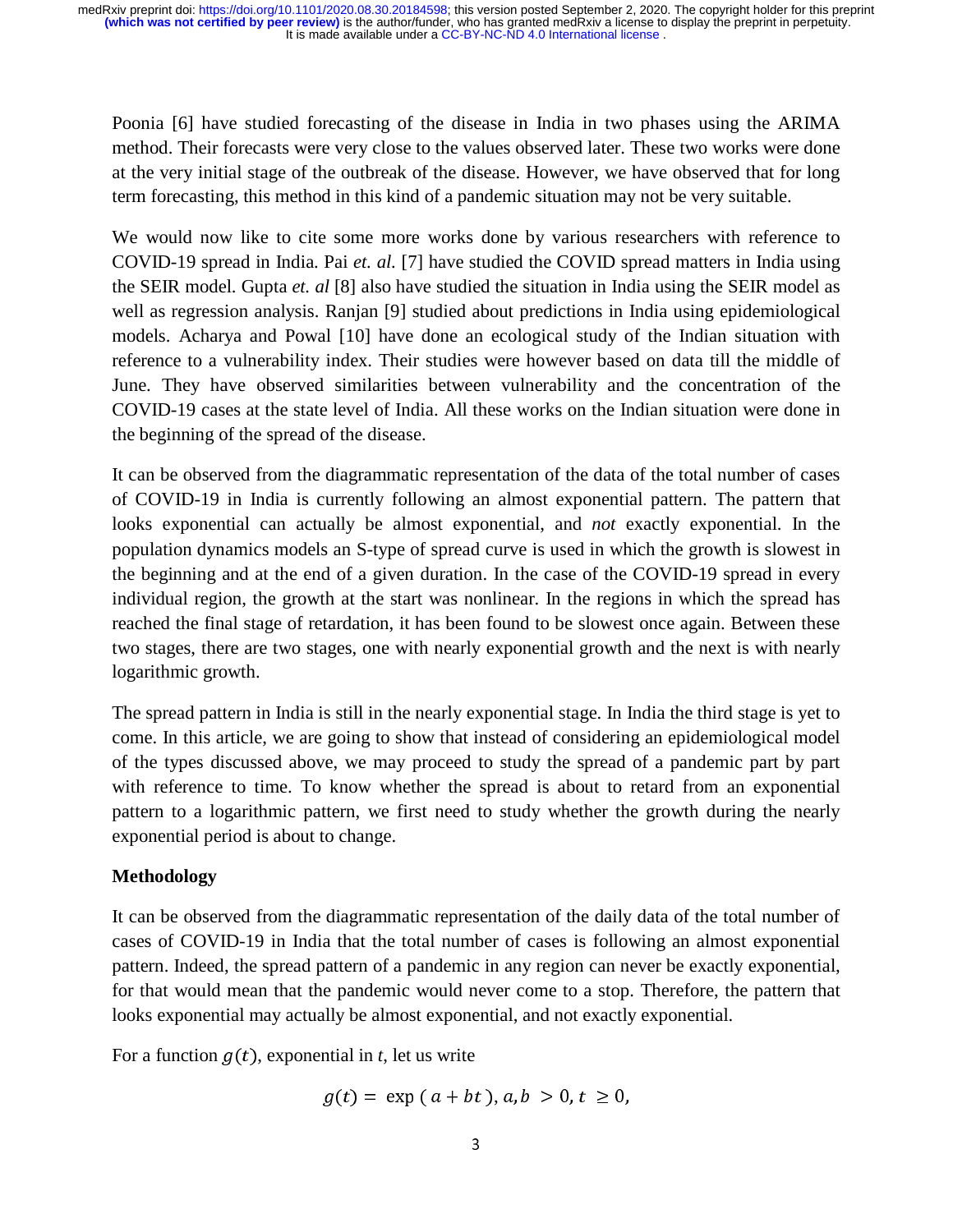Poonia [6] have studied forecasting of the disease in India in two phases using the ARIMA method. Their forecasts were very close to the values observed later. These two works were done at the very initial stage of the outbreak of the disease. However, we have observed that for long term forecasting, this method in this kind of a pandemic situation may not be very suitable.

We would now like to cite some more works done by various researchers with reference to COVID-19 spread in India. Pai *et. al.* [7] have studied the COVID spread matters in India using the SEIR model. Gupta *et. al* [8] also have studied the situation in India using the SEIR model as well as regression analysis. Ranjan [9] studied about predictions in India using epidemiological models. Acharya and Powal [10] have done an ecological study of the Indian situation with reference to a vulnerability index. Their studies were however based on data till the middle of June. They have observed similarities between vulnerability and the concentration of the COVID-19 cases at the state level of India. All these works on the Indian situation were done in the beginning of the spread of the disease.

It can be observed from the diagrammatic representation of the data of the total number of cases of COVID-19 in India is currently following an almost exponential pattern. The pattern that looks exponential can actually be almost exponential, and *not* exactly exponential. In the population dynamics models an S-type of spread curve is used in which the growth is slowest in the beginning and at the end of a given duration. In the case of the COVID-19 spread in every individual region, the growth at the start was nonlinear. In the regions in which the spread has reached the final stage of retardation, it has been found to be slowest once again. Between these two stages, there are two stages, one with nearly exponential growth and the next is with nearly logarithmic growth.

The spread pattern in India is still in the nearly exponential stage. In India the third stage is yet to come. In this article, we are going to show that instead of considering an epidemiological model of the types discussed above, we may proceed to study the spread of a pandemic part by part with reference to time. To know whether the spread is about to retard from an exponential pattern to a logarithmic pattern, we first need to study whether the growth during the nearly exponential period is about to change.

**Methodology**

It can be observed from the diagrammatic representation of the daily data of the total number of cases of COVID-19 in India that the total number of cases is following an almost exponential pattern. Indeed, the spread pattern of a pandemic in any region can never be exactly exponential, for that would mean that the pandemic would never come to a stop. Therefore, the pattern that looks exponential may actually be almost exponential, and not exactly exponential.

For a function $g(t)$, exponential in *t*, let us write

$$g(t) = \exp\,(a + bt),\, a, b > 0,\, t \geq 0,$$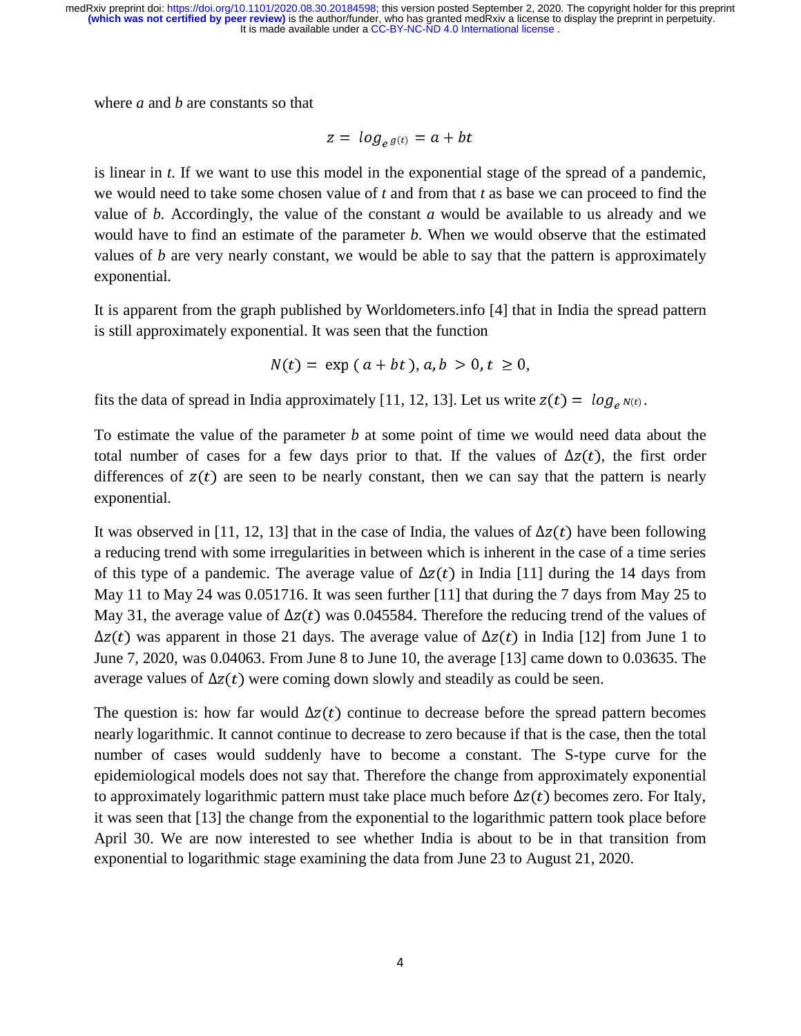where $a$ and $b$ are constants so that

$$z = \log_{e\, g(t)} = a + bt$$

is linear in $t$. If we want to use this model in the exponential stage of the spread of a pandemic, we would need to take some chosen value of $t$ and from that $t$ as base we can proceed to find the value of $b$. Accordingly, the value of the constant $a$ would be available to us already and we would have to find an estimate of the parameter $b$. When we would observe that the estimated values of $b$ are very nearly constant, we would be able to say that the pattern is approximately exponential.

It is apparent from the graph published by Worldometers.info [4] that in India the spread pattern is still approximately exponential. It was seen that the function

$$N(t) = \exp\,(a + bt),\, a, b > 0,\, t \geq 0,$$

fits the data of spread in India approximately [11, 12, 13]. Let us write $z(t) = \log_{e\, N(t)}$.

To estimate the value of the parameter $b$ at some point of time we would need data about the total number of cases for a few days prior to that. If the values of $\Delta z(t)$, the first order differences of $z(t)$ are seen to be nearly constant, then we can say that the pattern is nearly exponential.

It was observed in [11, 12, 13] that in the case of India, the values of $\Delta z(t)$ have been following a reducing trend with some irregularities in between which is inherent in the case of a time series of this type of a pandemic. The average value of $\Delta z(t)$ in India [11] during the 14 days from May 11 to May 24 was 0.051716. It was seen further [11] that during the 7 days from May 25 to May 31, the average value of $\Delta z(t)$ was 0.045584. Therefore the reducing trend of the values of $\Delta z(t)$ was apparent in those 21 days. The average value of $\Delta z(t)$ in India [12] from June 1 to June 7, 2020, was 0.04063. From June 8 to June 10, the average [13] came down to 0.03635. The average values of $\Delta z(t)$ were coming down slowly and steadily as could be seen.

The question is: how far would $\Delta z(t)$ continue to decrease before the spread pattern becomes nearly logarithmic. It cannot continue to decrease to zero because if that is the case, then the total number of cases would suddenly have to become a constant. The S-type curve for the epidemiological models does not say that. Therefore the change from approximately exponential to approximately logarithmic pattern must take place much before $\Delta z(t)$ becomes zero. For Italy, it was seen that [13] the change from the exponential to the logarithmic pattern took place before April 30. We are now interested to see whether India is about to be in that transition from exponential to logarithmic stage examining the data from June 23 to August 21, 2020.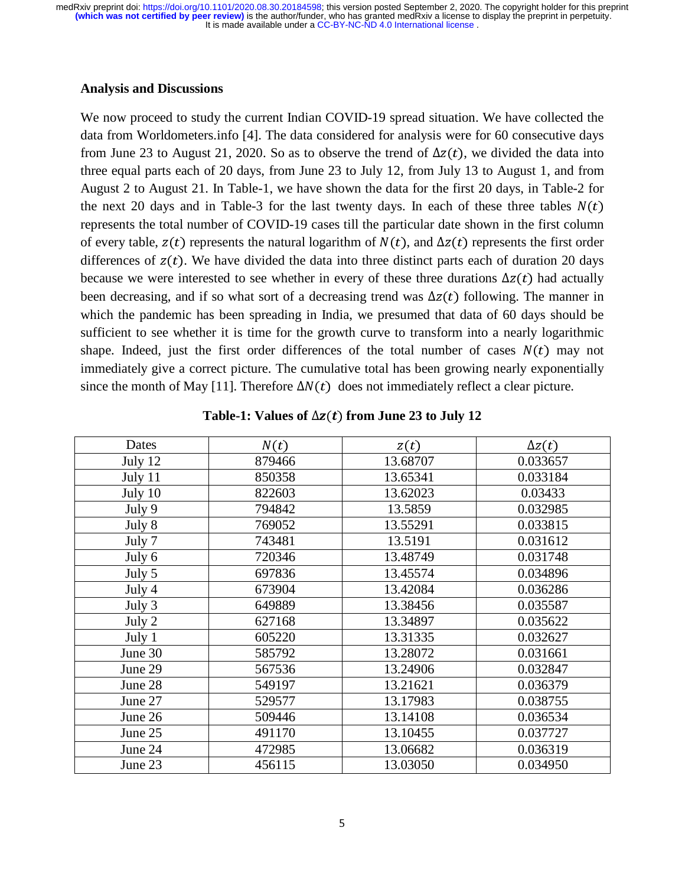**Analysis and Discussions**

We now proceed to study the current Indian COVID-19 spread situation. We have collected the data from Worldometers.info [4]. The data considered for analysis were for 60 consecutive days from June 23 to August 21, 2020. So as to observe the trend of $\Delta z(t)$, we divided the data into three equal parts each of 20 days, from June 23 to July 12, from July 13 to August 1, and from August 2 to August 21. In Table-1, we have shown the data for the first 20 days, in Table-2 for the next 20 days and in Table-3 for the last twenty days. In each of these three tables $N(t)$ represents the total number of COVID-19 cases till the particular date shown in the first column of every table, $z(t)$ represents the natural logarithm of $N(t)$, and $\Delta z(t)$ represents the first order differences of $z(t)$. We have divided the data into three distinct parts each of duration 20 days because we were interested to see whether in every of these three durations $\Delta z(t)$ had actually been decreasing, and if so what sort of a decreasing trend was $\Delta z(t)$ following. The manner in which the pandemic has been spreading in India, we presumed that data of 60 days should be sufficient to see whether it is time for the growth curve to transform into a nearly logarithmic shape. Indeed, just the first order differences of the total number of cases $N(t)$ may not immediately give a correct picture. The cumulative total has been growing nearly exponentially since the month of May [11]. Therefore $\Delta N(t)$ does not immediately reflect a clear picture.

**Table-1: Values of $\Delta z(t)$ from June 23 to July 12**

| Dates | $N(t)$ | $z(t)$ | $\Delta z(t)$ |
|---|---|---|---|
| July 12 | 879466 | 13.68707 | 0.033657 |
| July 11 | 850358 | 13.65341 | 0.033184 |
| July 10 | 822603 | 13.62023 | 0.03433 |
| July 9 | 794842 | 13.5859 | 0.032985 |
| July 8 | 769052 | 13.55291 | 0.033815 |
| July 7 | 743481 | 13.5191 | 0.031612 |
| July 6 | 720346 | 13.48749 | 0.031748 |
| July 5 | 697836 | 13.45574 | 0.034896 |
| July 4 | 673904 | 13.42084 | 0.036286 |
| July 3 | 649889 | 13.38456 | 0.035587 |
| July 2 | 627168 | 13.34897 | 0.035622 |
| July 1 | 605220 | 13.31335 | 0.032627 |
| June 30 | 585792 | 13.28072 | 0.031661 |
| June 29 | 567536 | 13.24906 | 0.032847 |
| June 28 | 549197 | 13.21621 | 0.036379 |
| June 27 | 529577 | 13.17983 | 0.038755 |
| June 26 | 509446 | 13.14108 | 0.036534 |
| June 25 | 491170 | 13.10455 | 0.037727 |
| June 24 | 472985 | 13.06682 | 0.036319 |
| June 23 | 456115 | 13.03050 | 0.034950 |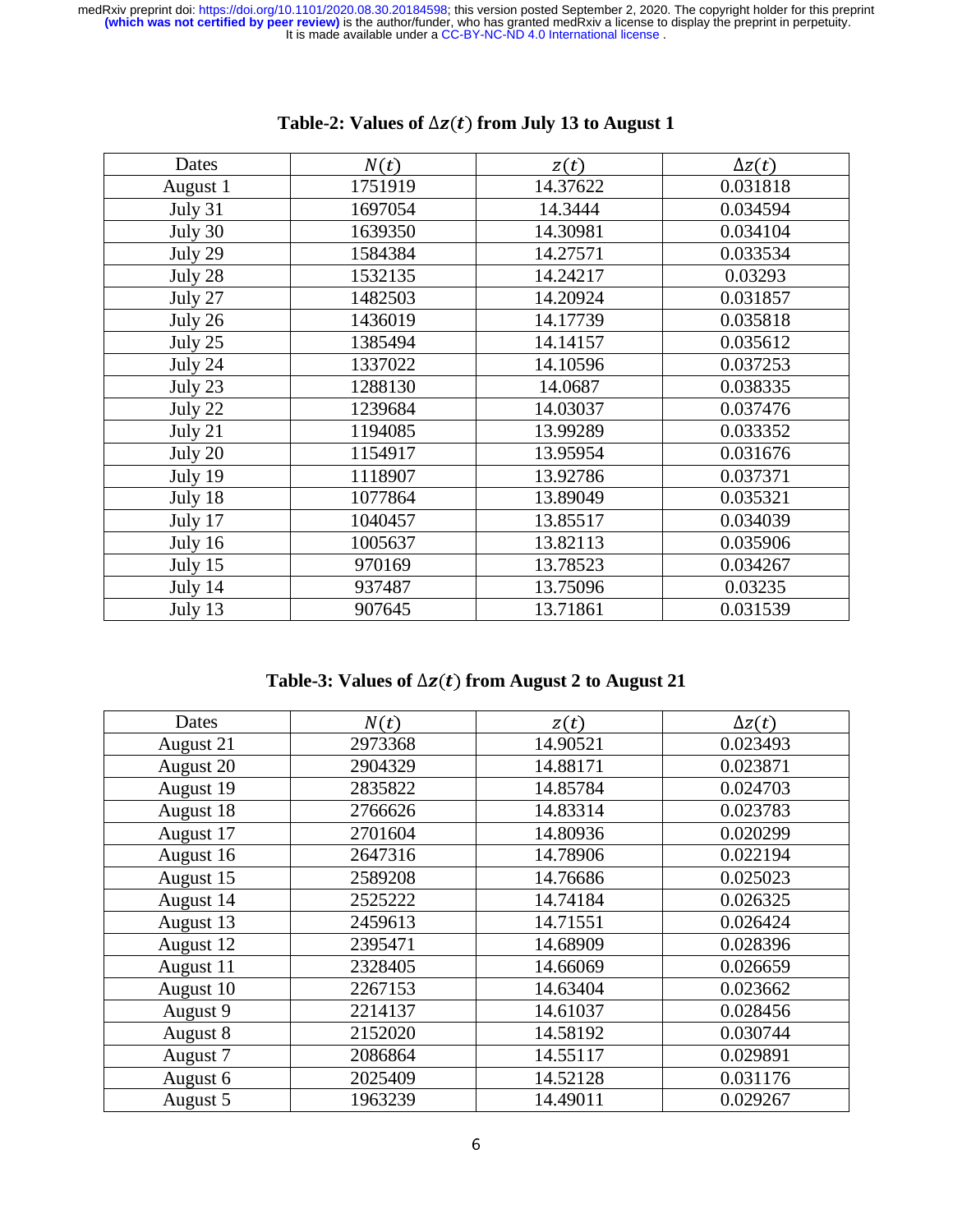**Table-2: Values of $\Delta z(t)$ from July 13 to August 1**

| Dates | $N(t)$ | $z(t)$ | $\Delta z(t)$ |
|---|---|---|---|
| August 1 | 1751919 | 14.37622 | 0.031818 |
| July 31 | 1697054 | 14.3444 | 0.034594 |
| July 30 | 1639350 | 14.30981 | 0.034104 |
| July 29 | 1584384 | 14.27571 | 0.033534 |
| July 28 | 1532135 | 14.24217 | 0.03293 |
| July 27 | 1482503 | 14.20924 | 0.031857 |
| July 26 | 1436019 | 14.17739 | 0.035818 |
| July 25 | 1385494 | 14.14157 | 0.035612 |
| July 24 | 1337022 | 14.10596 | 0.037253 |
| July 23 | 1288130 | 14.0687 | 0.038335 |
| July 22 | 1239684 | 14.03037 | 0.037476 |
| July 21 | 1194085 | 13.99289 | 0.033352 |
| July 20 | 1154917 | 13.95954 | 0.031676 |
| July 19 | 1118907 | 13.92786 | 0.037371 |
| July 18 | 1077864 | 13.89049 | 0.035321 |
| July 17 | 1040457 | 13.85517 | 0.034039 |
| July 16 | 1005637 | 13.82113 | 0.035906 |
| July 15 | 970169 | 13.78523 | 0.034267 |
| July 14 | 937487 | 13.75096 | 0.03235 |
| July 13 | 907645 | 13.71861 | 0.031539 |

**Table-3: Values of $\Delta z(t)$ from August 2 to August 21**

| Dates | $N(t)$ | $z(t)$ | $\Delta z(t)$ |
|---|---|---|---|
| August 21 | 2973368 | 14.90521 | 0.023493 |
| August 20 | 2904329 | 14.88171 | 0.023871 |
| August 19 | 2835822 | 14.85784 | 0.024703 |
| August 18 | 2766626 | 14.83314 | 0.023783 |
| August 17 | 2701604 | 14.80936 | 0.020299 |
| August 16 | 2647316 | 14.78906 | 0.022194 |
| August 15 | 2589208 | 14.76686 | 0.025023 |
| August 14 | 2525222 | 14.74184 | 0.026325 |
| August 13 | 2459613 | 14.71551 | 0.026424 |
| August 12 | 2395471 | 14.68909 | 0.028396 |
| August 11 | 2328405 | 14.66069 | 0.026659 |
| August 10 | 2267153 | 14.63404 | 0.023662 |
| August 9 | 2214137 | 14.61037 | 0.028456 |
| August 8 | 2152020 | 14.58192 | 0.030744 |
| August 7 | 2086864 | 14.55117 | 0.029891 |
| August 6 | 2025409 | 14.52128 | 0.031176 |
| August 5 | 1963239 | 14.49011 | 0.029267 |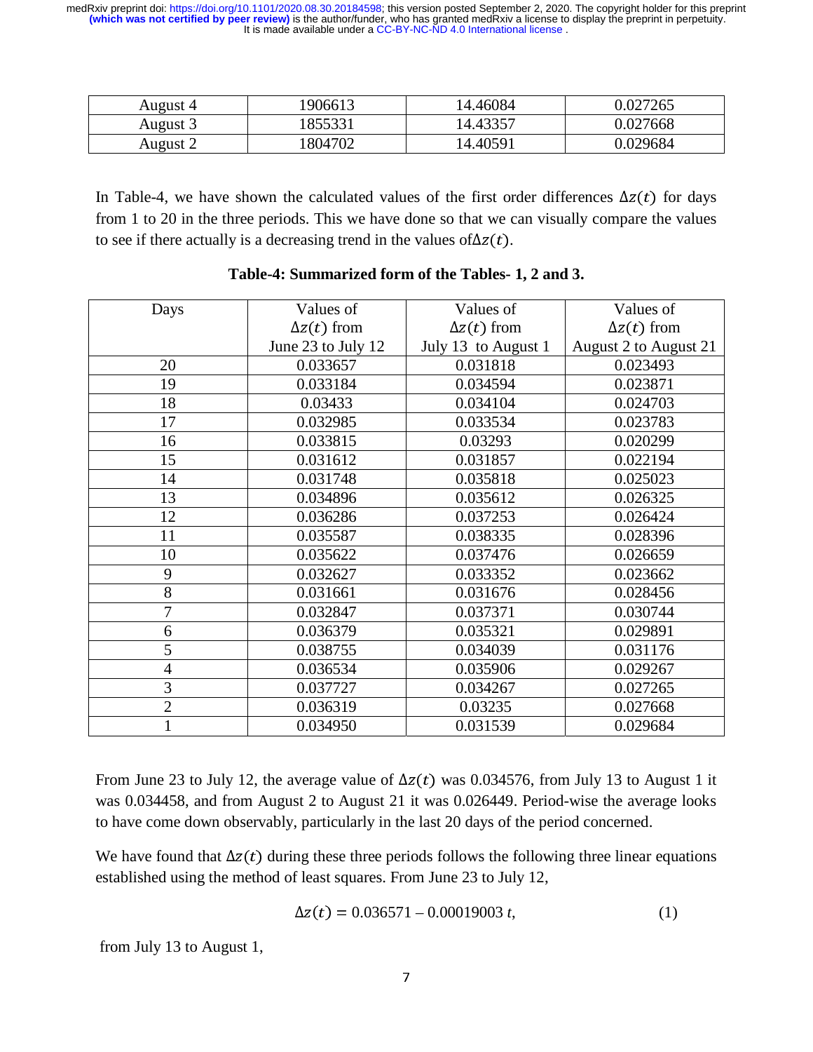| August 4 | 1906613 | 14.46084 | 0.027265 |
|---|---|---|---|
| August 3 | 1855331 | 14.43357 | 0.027668 |
| August 2 | 1804702 | 14.40591 | 0.029684 |

In Table-4, we have shown the calculated values of the first order differences $\Delta z(t)$ for days from 1 to 20 in the three periods. This we have done so that we can visually compare the values to see if there actually is a decreasing trend in the values of $\Delta z(t)$.

**Table-4: Summarized form of the Tables- 1, 2 and 3.**

| Days | Values of $\Delta z(t)$ from June 23 to July 12 | Values of $\Delta z(t)$ from July 13 to August 1 | Values of $\Delta z(t)$ from August 2 to August 21 |
|---|---|---|---|
| 20 | 0.033657 | 0.031818 | 0.023493 |
| 19 | 0.033184 | 0.034594 | 0.023871 |
| 18 | 0.03433 | 0.034104 | 0.024703 |
| 17 | 0.032985 | 0.033534 | 0.023783 |
| 16 | 0.033815 | 0.03293 | 0.020299 |
| 15 | 0.031612 | 0.031857 | 0.022194 |
| 14 | 0.031748 | 0.035818 | 0.025023 |
| 13 | 0.034896 | 0.035612 | 0.026325 |
| 12 | 0.036286 | 0.037253 | 0.026424 |
| 11 | 0.035587 | 0.038335 | 0.028396 |
| 10 | 0.035622 | 0.037476 | 0.026659 |
| 9 | 0.032627 | 0.033352 | 0.023662 |
| 8 | 0.031661 | 0.031676 | 0.028456 |
| 7 | 0.032847 | 0.037371 | 0.030744 |
| 6 | 0.036379 | 0.035321 | 0.029891 |
| 5 | 0.038755 | 0.034039 | 0.031176 |
| 4 | 0.036534 | 0.035906 | 0.029267 |
| 3 | 0.037727 | 0.034267 | 0.027265 |
| 2 | 0.036319 | 0.03235 | 0.027668 |
| 1 | 0.034950 | 0.031539 | 0.029684 |

From June 23 to July 12, the average value of $\Delta z(t)$ was 0.034576, from July 13 to August 1 it was 0.034458, and from August 2 to August 21 it was 0.026449. Period-wise the average looks to have come down observably, particularly in the last 20 days of the period concerned.

We have found that $\Delta z(t)$ during these three periods follows the following three linear equations established using the method of least squares. From June 23 to July 12,

$$\Delta z(t) = 0.036571 - 0.00019003\, t, \tag{1}$$

from July 13 to August 1,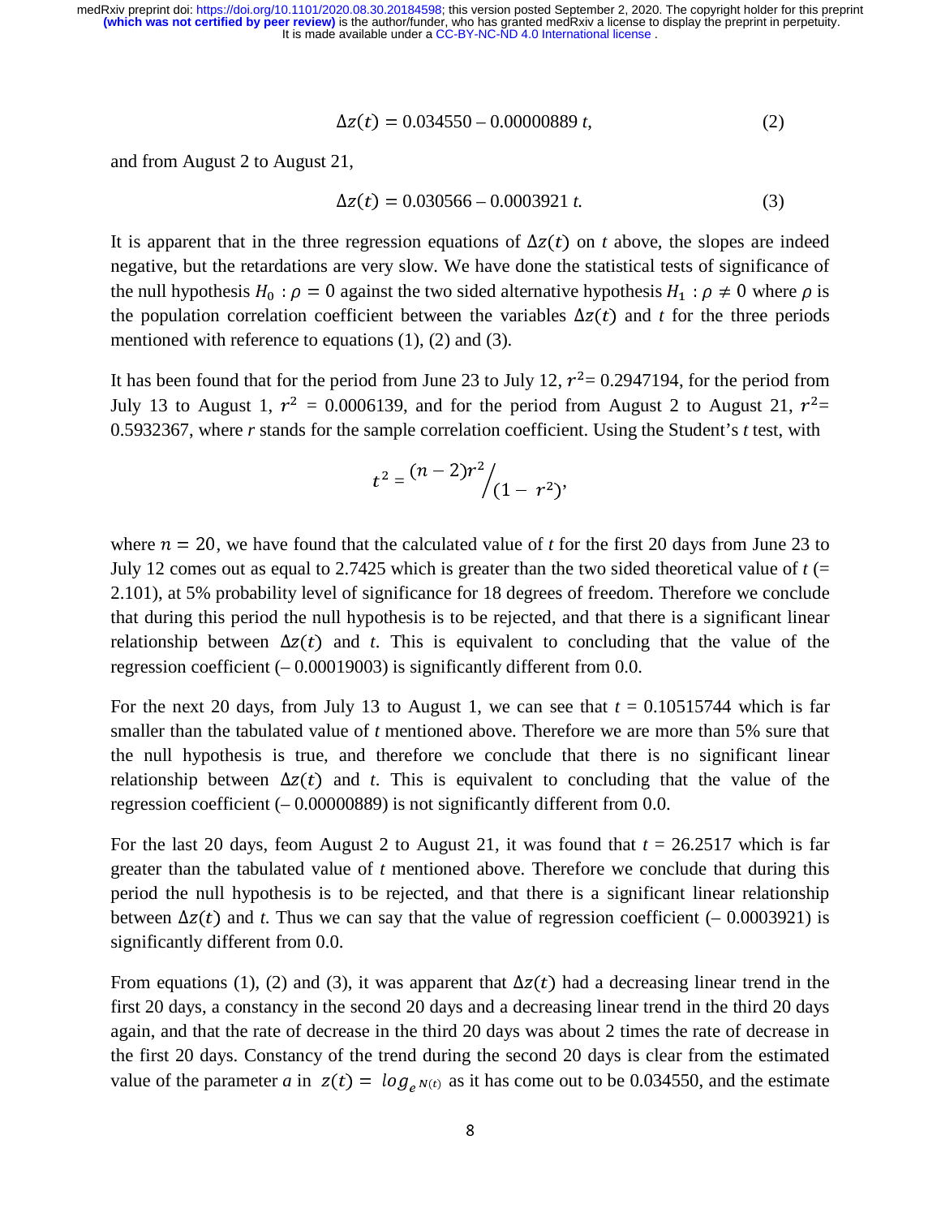$$\Delta z(t) = 0.034550 - 0.00000889\ t, \tag{2}$$

and from August 2 to August 21,

$$\Delta z(t) = 0.030566 - 0.0003921\ t. \tag{3}$$

It is apparent that in the three regression equations of $\Delta z(t)$ on $t$ above, the slopes are indeed negative, but the retardations are very slow. We have done the statistical tests of significance of the null hypothesis $H_0 : \rho = 0$ against the two sided alternative hypothesis $H_1 : \rho \neq 0$ where $\rho$ is the population correlation coefficient between the variables $\Delta z(t)$ and $t$ for the three periods mentioned with reference to equations (1), (2) and (3).

It has been found that for the period from June 23 to July 12, $r^2$= 0.2947194, for the period from July 13 to August 1, $r^2$ = 0.0006139, and for the period from August 2 to August 21, $r^2$= 0.5932367, where $r$ stands for the sample correlation coefficient. Using the Student's $t$ test, with

$$t^2 = {(n-2)r^2}\Big/{(1 - r^2)},$$

where $n = 20$, we have found that the calculated value of $t$ for the first 20 days from June 23 to July 12 comes out as equal to 2.7425 which is greater than the two sided theoretical value of $t$ (= 2.101), at 5% probability level of significance for 18 degrees of freedom. Therefore we conclude that during this period the null hypothesis is to be rejected, and that there is a significant linear relationship between $\Delta z(t)$ and $t$. This is equivalent to concluding that the value of the regression coefficient (– 0.00019003) is significantly different from 0.0.

For the next 20 days, from July 13 to August 1, we can see that $t$ = 0.10515744 which is far smaller than the tabulated value of $t$ mentioned above. Therefore we are more than 5% sure that the null hypothesis is true, and therefore we conclude that there is no significant linear relationship between $\Delta z(t)$ and $t$. This is equivalent to concluding that the value of the regression coefficient (– 0.00000889) is not significantly different from 0.0.

For the last 20 days, feom August 2 to August 21, it was found that $t$ = 26.2517 which is far greater than the tabulated value of $t$ mentioned above. Therefore we conclude that during this period the null hypothesis is to be rejected, and that there is a significant linear relationship between $\Delta z(t)$ and $t$. Thus we can say that the value of regression coefficient (– 0.0003921) is significantly different from 0.0.

From equations (1), (2) and (3), it was apparent that $\Delta z(t)$ had a decreasing linear trend in the first 20 days, a constancy in the second 20 days and a decreasing linear trend in the third 20 days again, and that the rate of decrease in the third 20 days was about 2 times the rate of decrease in the first 20 days. Constancy of the trend during the second 20 days is clear from the estimated value of the parameter $a$ in $z(t) = log_{e\,N(t)}$ as it has come out to be 0.034550, and the estimate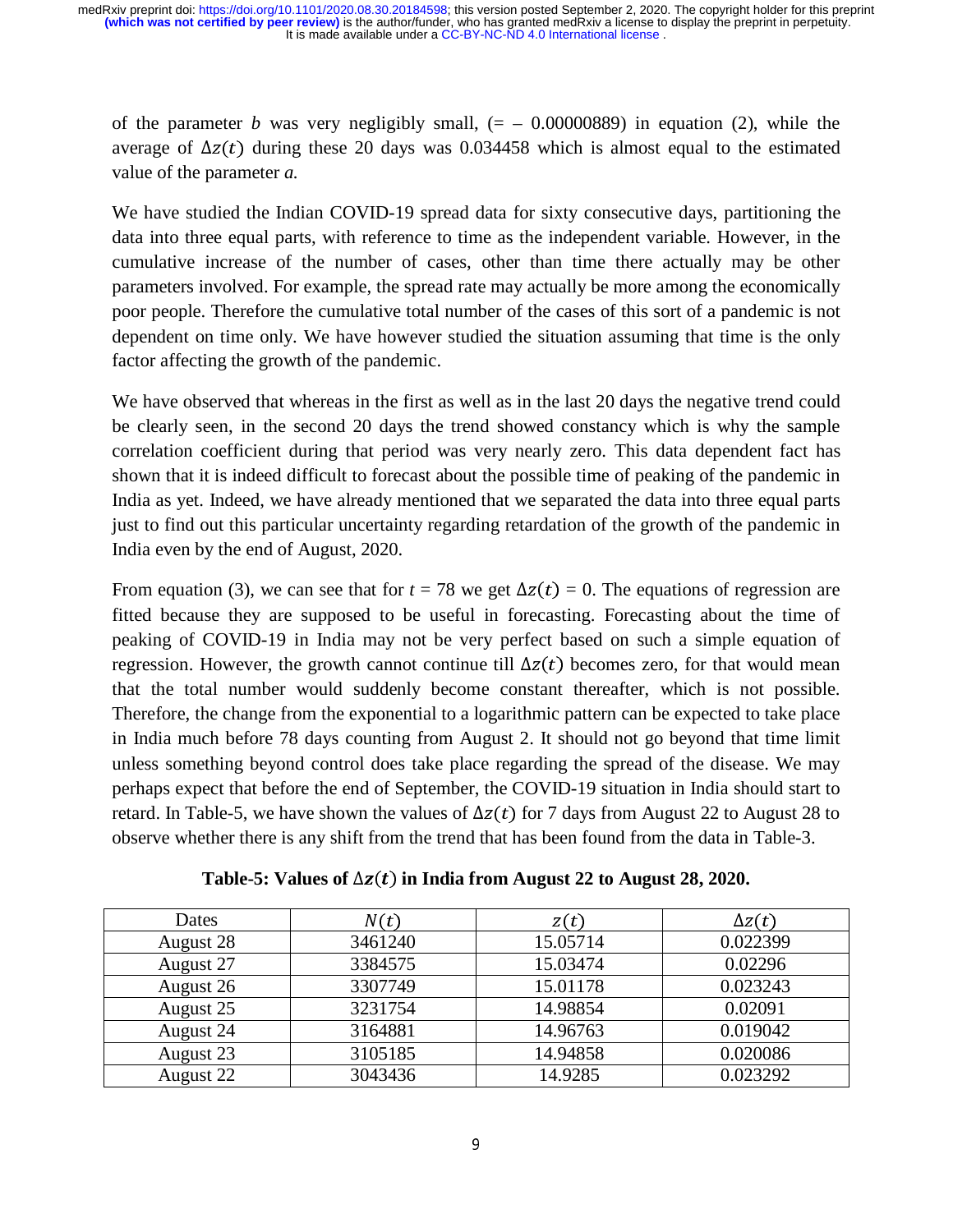of the parameter $b$ was very negligibly small, (= – 0.00000889) in equation (2), while the average of $\Delta z(t)$ during these 20 days was 0.034458 which is almost equal to the estimated value of the parameter *a.*

We have studied the Indian COVID-19 spread data for sixty consecutive days, partitioning the data into three equal parts, with reference to time as the independent variable. However, in the cumulative increase of the number of cases, other than time there actually may be other parameters involved. For example, the spread rate may actually be more among the economically poor people. Therefore the cumulative total number of the cases of this sort of a pandemic is not dependent on time only. We have however studied the situation assuming that time is the only factor affecting the growth of the pandemic.

We have observed that whereas in the first as well as in the last 20 days the negative trend could be clearly seen, in the second 20 days the trend showed constancy which is why the sample correlation coefficient during that period was very nearly zero. This data dependent fact has shown that it is indeed difficult to forecast about the possible time of peaking of the pandemic in India as yet. Indeed, we have already mentioned that we separated the data into three equal parts just to find out this particular uncertainty regarding retardation of the growth of the pandemic in India even by the end of August, 2020.

From equation (3), we can see that for $t$ = 78 we get $\Delta z(t)$ = 0. The equations of regression are fitted because they are supposed to be useful in forecasting. Forecasting about the time of peaking of COVID-19 in India may not be very perfect based on such a simple equation of regression. However, the growth cannot continue till $\Delta z(t)$ becomes zero, for that would mean that the total number would suddenly become constant thereafter, which is not possible. Therefore, the change from the exponential to a logarithmic pattern can be expected to take place in India much before 78 days counting from August 2. It should not go beyond that time limit unless something beyond control does take place regarding the spread of the disease. We may perhaps expect that before the end of September, the COVID-19 situation in India should start to retard. In Table-5, we have shown the values of $\Delta z(t)$ for 7 days from August 22 to August 28 to observe whether there is any shift from the trend that has been found from the data in Table-3.

**Table-5: Values of $\Delta z(t)$ in India from August 22 to August 28, 2020.**

| Dates | $N(t)$ | $z(t)$ | $\Delta z(t)$ |
|---|---|---|---|
| August 28 | 3461240 | 15.05714 | 0.022399 |
| August 27 | 3384575 | 15.03474 | 0.02296 |
| August 26 | 3307749 | 15.01178 | 0.023243 |
| August 25 | 3231754 | 14.98854 | 0.02091 |
| August 24 | 3164881 | 14.96763 | 0.019042 |
| August 23 | 3105185 | 14.94858 | 0.020086 |
| August 22 | 3043436 | 14.9285 | 0.023292 |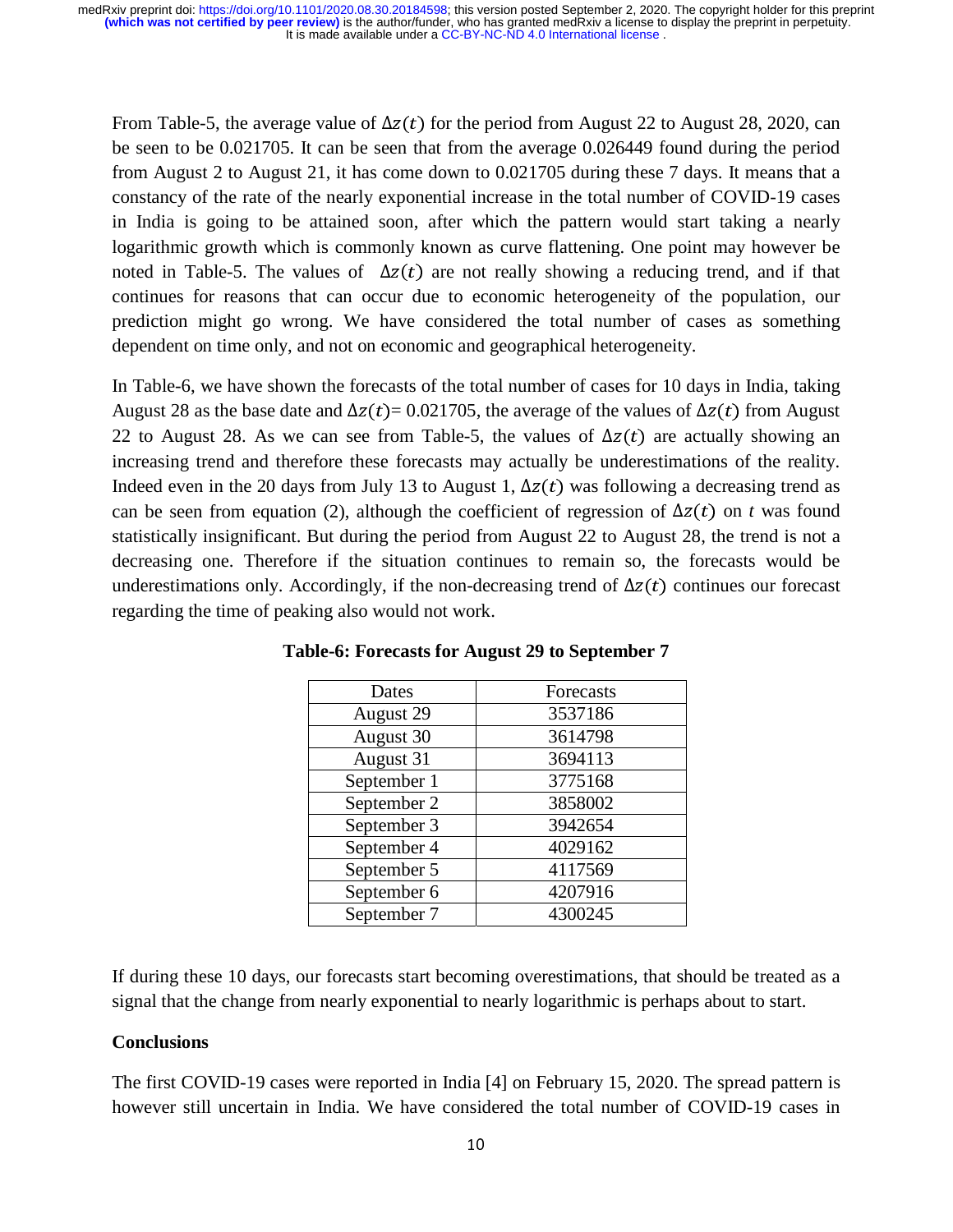From Table-5, the average value of $\Delta z(t)$ for the period from August 22 to August 28, 2020, can be seen to be 0.021705. It can be seen that from the average 0.026449 found during the period from August 2 to August 21, it has come down to 0.021705 during these 7 days. It means that a constancy of the rate of the nearly exponential increase in the total number of COVID-19 cases in India is going to be attained soon, after which the pattern would start taking a nearly logarithmic growth which is commonly known as curve flattening. One point may however be noted in Table-5. The values of $\Delta z(t)$ are not really showing a reducing trend, and if that continues for reasons that can occur due to economic heterogeneity of the population, our prediction might go wrong. We have considered the total number of cases as something dependent on time only, and not on economic and geographical heterogeneity.

In Table-6, we have shown the forecasts of the total number of cases for 10 days in India, taking August 28 as the base date and $\Delta z(t)$= 0.021705, the average of the values of $\Delta z(t)$ from August 22 to August 28. As we can see from Table-5, the values of $\Delta z(t)$ are actually showing an increasing trend and therefore these forecasts may actually be underestimations of the reality. Indeed even in the 20 days from July 13 to August 1, $\Delta z(t)$ was following a decreasing trend as can be seen from equation (2), although the coefficient of regression of $\Delta z(t)$ on $t$ was found statistically insignificant. But during the period from August 22 to August 28, the trend is not a decreasing one. Therefore if the situation continues to remain so, the forecasts would be underestimations only. Accordingly, if the non-decreasing trend of $\Delta z(t)$ continues our forecast regarding the time of peaking also would not work.

**Table-6: Forecasts for August 29 to September 7**

| Dates | Forecasts |
|---|---|
| August 29 | 3537186 |
| August 30 | 3614798 |
| August 31 | 3694113 |
| September 1 | 3775168 |
| September 2 | 3858002 |
| September 3 | 3942654 |
| September 4 | 4029162 |
| September 5 | 4117569 |
| September 6 | 4207916 |
| September 7 | 4300245 |

If during these 10 days, our forecasts start becoming overestimations, that should be treated as a signal that the change from nearly exponential to nearly logarithmic is perhaps about to start.

**Conclusions**

The first COVID-19 cases were reported in India [4] on February 15, 2020. The spread pattern is however still uncertain in India. We have considered the total number of COVID-19 cases in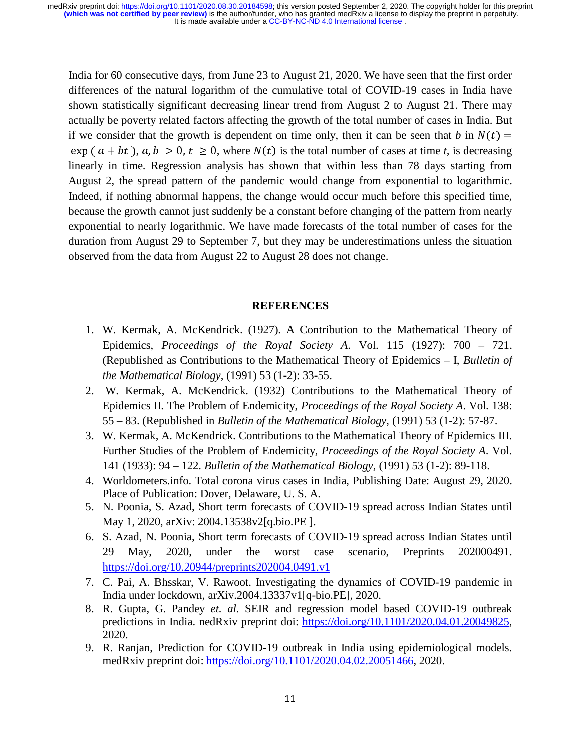India for 60 consecutive days, from June 23 to August 21, 2020. We have seen that the first order differences of the natural logarithm of the cumulative total of COVID-19 cases in India have shown statistically significant decreasing linear trend from August 2 to August 21. There may actually be poverty related factors affecting the growth of the total number of cases in India. But if we consider that the growth is dependent on time only, then it can be seen that $b$ in $N(t) = \exp(a + bt)$, $a, b > 0$, $t \geq 0$, where $N(t)$ is the total number of cases at time $t$, is decreasing linearly in time. Regression analysis has shown that within less than 78 days starting from August 2, the spread pattern of the pandemic would change from exponential to logarithmic. Indeed, if nothing abnormal happens, the change would occur much before this specified time, because the growth cannot just suddenly be a constant before changing of the pattern from nearly exponential to nearly logarithmic. We have made forecasts of the total number of cases for the duration from August 29 to September 7, but they may be underestimations unless the situation observed from the data from August 22 to August 28 does not change.

## REFERENCES

1. W. Kermak, A. McKendrick. (1927). A Contribution to the Mathematical Theory of Epidemics, *Proceedings of the Royal Society A*. Vol. 115 (1927): 700 – 721. (Republished as Contributions to the Mathematical Theory of Epidemics – I, *Bulletin of the Mathematical Biology*, (1991) 53 (1-2): 33-55.
2. W. Kermak, A. McKendrick. (1932) Contributions to the Mathematical Theory of Epidemics II. The Problem of Endemicity, *Proceedings of the Royal Society A*. Vol. 138: 55 – 83. (Republished in *Bulletin of the Mathematical Biology*, (1991) 53 (1-2): 57-87.
3. W. Kermak, A. McKendrick. Contributions to the Mathematical Theory of Epidemics III. Further Studies of the Problem of Endemicity, *Proceedings of the Royal Society A*. Vol. 141 (1933): 94 – 122. *Bulletin of the Mathematical Biology*, (1991) 53 (1-2): 89-118.
4. Worldometers.info. Total corona virus cases in India, Publishing Date: August 29, 2020. Place of Publication: Dover, Delaware, U. S. A.
5. N. Poonia, S. Azad, Short term forecasts of COVID-19 spread across Indian States until May 1, 2020, arXiv: 2004.13538v2[q.bio.PE ].
6. S. Azad, N. Poonia, Short term forecasts of COVID-19 spread across Indian States until 29 May, 2020, under the worst case scenario, Preprints 202000491. https://doi.org/10.20944/preprints202004.0491.v1
7. C. Pai, A. Bhsskar, V. Rawoot. Investigating the dynamics of COVID-19 pandemic in India under lockdown, arXiv.2004.13337v1[q-bio.PE], 2020.
8. R. Gupta, G. Pandey *et. al.* SEIR and regression model based COVID-19 outbreak predictions in India. nedRxiv preprint doi: https://doi.org/10.1101/2020.04.01.20049825, 2020.
9. R. Ranjan, Prediction for COVID-19 outbreak in India using epidemiological models. medRxiv preprint doi: https://doi.org/10.1101/2020.04.02.20051466, 2020.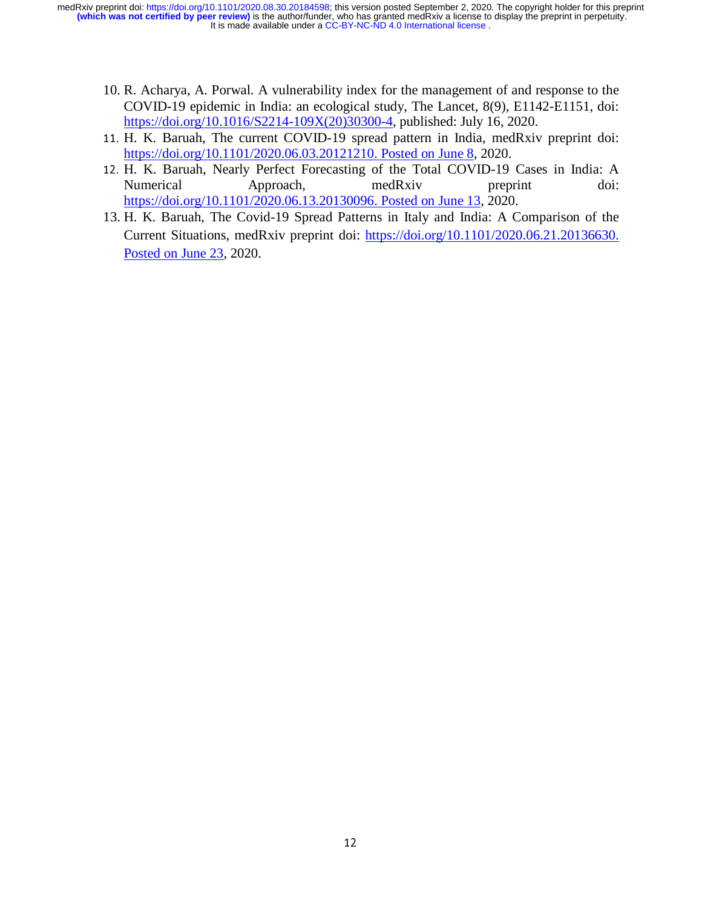10. R. Acharya, A. Porwal. A vulnerability index for the management of and response to the COVID-19 epidemic in India: an ecological study, The Lancet, 8(9), E1142-E1151, doi: https://doi.org/10.1016/S2214-109X(20)30300-4, published: July 16, 2020.
11. H. K. Baruah, The current COVID-19 spread pattern in India, medRxiv preprint doi: https://doi.org/10.1101/2020.06.03.20121210. Posted on June 8, 2020.
12. H. K. Baruah, Nearly Perfect Forecasting of the Total COVID-19 Cases in India: A Numerical Approach, medRxiv preprint doi: https://doi.org/10.1101/2020.06.13.20130096. Posted on June 13, 2020.
13. H. K. Baruah, The Covid-19 Spread Patterns in Italy and India: A Comparison of the Current Situations, medRxiv preprint doi: https://doi.org/10.1101/2020.06.21.20136630. Posted on June 23, 2020.